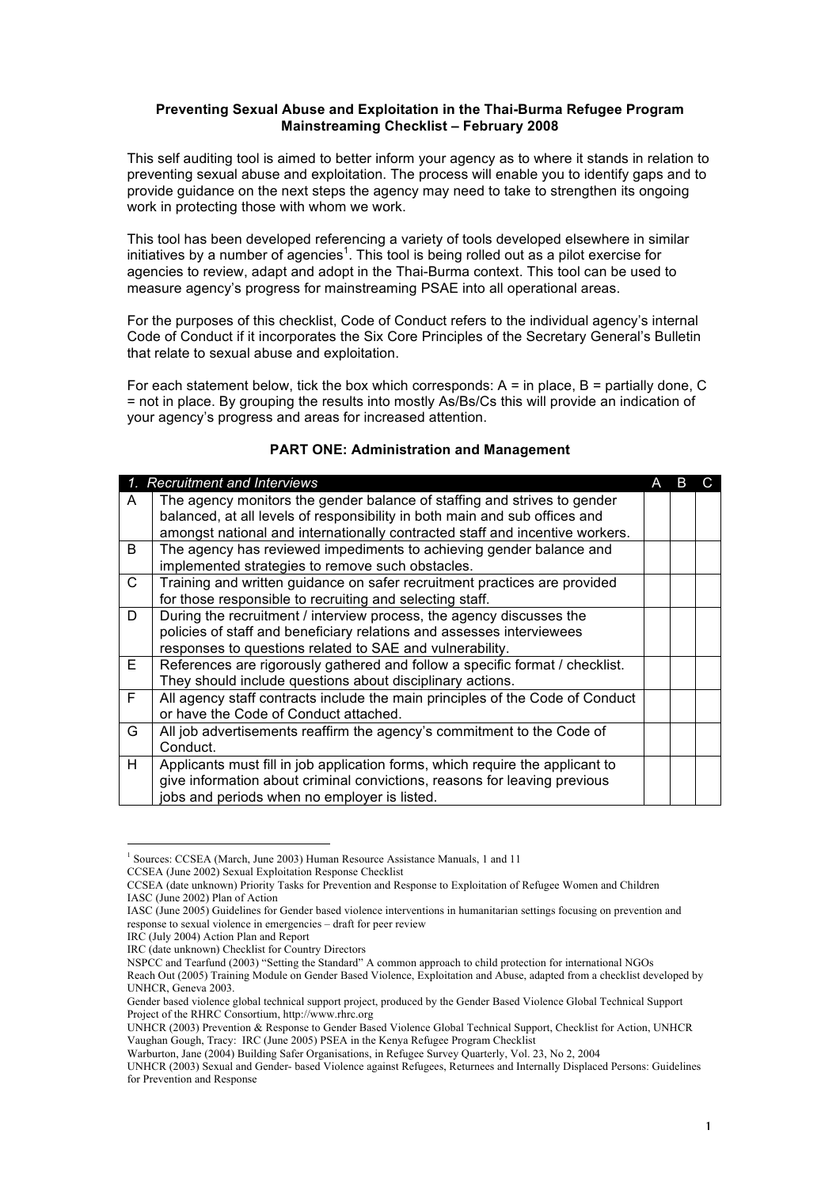**Preventing Sexual Abuse and Exploitation in the Thai-Burma Refugee Program Mainstreaming Checklist – February 2008**

This self auditing tool is aimed to better inform your agency as to where it stands in relation to preventing sexual abuse and exploitation. The process will enable you to identify gaps and to provide guidance on the next steps the agency may need to take to strengthen its ongoing work in protecting those with whom we work.

This tool has been developed referencing a variety of tools developed elsewhere in similar initiatives by a number of agencies[1]. This tool is being rolled out as a pilot exercise for agencies to review, adapt and adopt in the Thai-Burma context. This tool can be used to measure agency's progress for mainstreaming PSAE into all operational areas.

For the purposes of this checklist, Code of Conduct refers to the individual agency's internal Code of Conduct if it incorporates the Six Core Principles of the Secretary General's Bulletin that relate to sexual abuse and exploitation.

For each statement below, tick the box which corresponds: A = in place, B = partially done, C = not in place. By grouping the results into mostly As/Bs/Cs this will provide an indication of your agency's progress and areas for increased attention.

## PART ONE: Administration and Management

| 1. | *Recruitment and Interviews* | A | B | C |
|---|---|---|---|---|
| A | The agency monitors the gender balance of staffing and strives to gender balanced, at all levels of responsibility in both main and sub offices and amongst national and internationally contracted staff and incentive workers. | | | |
| B | The agency has reviewed impediments to achieving gender balance and implemented strategies to remove such obstacles. | | | |
| C | Training and written guidance on safer recruitment practices are provided for those responsible to recruiting and selecting staff. | | | |
| D | During the recruitment / interview process, the agency discusses the policies of staff and beneficiary relations and assesses interviewees responses to questions related to SAE and vulnerability. | | | |
| E | References are rigorously gathered and follow a specific format / checklist. They should include questions about disciplinary actions. | | | |
| F | All agency staff contracts include the main principles of the Code of Conduct or have the Code of Conduct attached. | | | |
| G | All job advertisements reaffirm the agency's commitment to the Code of Conduct. | | | |
| H | Applicants must fill in job application forms, which require the applicant to give information about criminal convictions, reasons for leaving previous jobs and periods when no employer is listed. | | | |

---

[1] Sources: CCSEA (March, June 2003) Human Resource Assistance Manuals, 1 and 11
CCSEA (June 2002) Sexual Exploitation Response Checklist
CCSEA (date unknown) Priority Tasks for Prevention and Response to Exploitation of Refugee Women and Children
IASC (June 2002) Plan of Action
IASC (June 2005) Guidelines for Gender based violence interventions in humanitarian settings focusing on prevention and response to sexual violence in emergencies – draft for peer review
IRC (July 2004) Action Plan and Report
IRC (date unknown) Checklist for Country Directors
NSPCC and Tearfund (2003) "Setting the Standard" A common approach to child protection for international NGOs
Reach Out (2005) Training Module on Gender Based Violence, Exploitation and Abuse, adapted from a checklist developed by UNHCR, Geneva 2003.
Gender based violence global technical support project, produced by the Gender Based Violence Global Technical Support Project of the RHRC Consortium, http://www.rhrc.org
UNHCR (2003) Prevention & Response to Gender Based Violence Global Technical Support, Checklist for Action, UNHCR
Vaughan Gough, Tracy: IRC (June 2005) PSEA in the Kenya Refugee Program Checklist
Warburton, Jane (2004) Building Safer Organisations, in Refugee Survey Quarterly, Vol. 23, No 2, 2004
UNHCR (2003) Sexual and Gender- based Violence against Refugees, Returnees and Internally Displaced Persons: Guidelines for Prevention and Response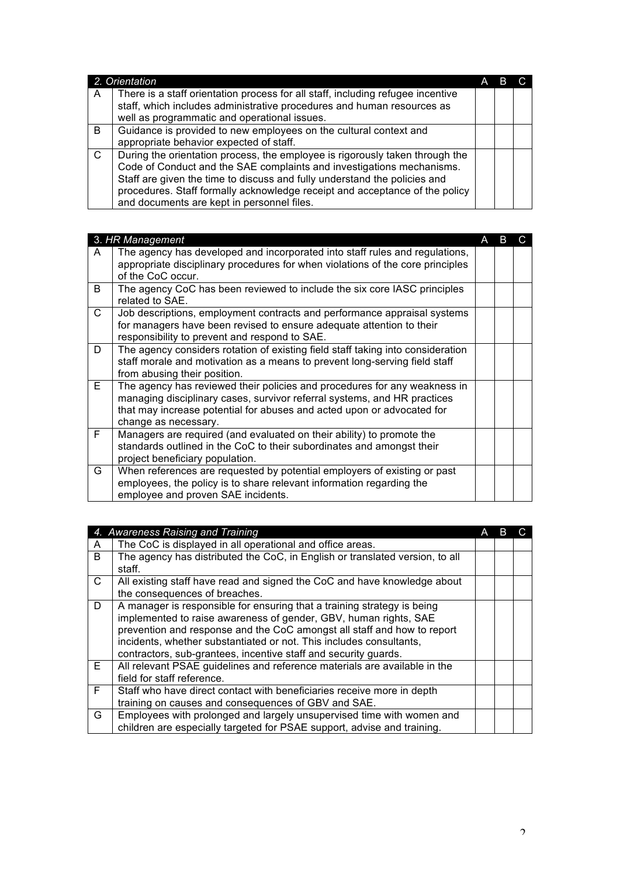| | 2. Orientation | A | B | C |
|---|---|---|---|---|
| A | There is a staff orientation process for all staff, including refugee incentive staff, which includes administrative procedures and human resources as well as programmatic and operational issues. | | | |
| B | Guidance is provided to new employees on the cultural context and appropriate behavior expected of staff. | | | |
| C | During the orientation process, the employee is rigorously taken through the Code of Conduct and the SAE complaints and investigations mechanisms. Staff are given the time to discuss and fully understand the policies and procedures. Staff formally acknowledge receipt and acceptance of the policy and documents are kept in personnel files. | | | |

| | 3. HR Management | A | B | C |
|---|---|---|---|---|
| A | The agency has developed and incorporated into staff rules and regulations, appropriate disciplinary procedures for when violations of the core principles of the CoC occur. | | | |
| B | The agency CoC has been reviewed to include the six core IASC principles related to SAE. | | | |
| C | Job descriptions, employment contracts and performance appraisal systems for managers have been revised to ensure adequate attention to their responsibility to prevent and respond to SAE. | | | |
| D | The agency considers rotation of existing field staff taking into consideration staff morale and motivation as a means to prevent long-serving field staff from abusing their position. | | | |
| E | The agency has reviewed their policies and procedures for any weakness in managing disciplinary cases, survivor referral systems, and HR practices that may increase potential for abuses and acted upon or advocated for change as necessary. | | | |
| F | Managers are required (and evaluated on their ability) to promote the standards outlined in the CoC to their subordinates and amongst their project beneficiary population. | | | |
| G | When references are requested by potential employers of existing or past employees, the policy is to share relevant information regarding the employee and proven SAE incidents. | | | |

| | 4. Awareness Raising and Training | A | B | C |
|---|---|---|---|---|
| A | The CoC is displayed in all operational and office areas. | | | |
| B | The agency has distributed the CoC, in English or translated version, to all staff. | | | |
| C | All existing staff have read and signed the CoC and have knowledge about the consequences of breaches. | | | |
| D | A manager is responsible for ensuring that a training strategy is being implemented to raise awareness of gender, GBV, human rights, SAE prevention and response and the CoC amongst all staff and how to report incidents, whether substantiated or not. This includes consultants, contractors, sub-grantees, incentive staff and security guards. | | | |
| E | All relevant PSAE guidelines and reference materials are available in the field for staff reference. | | | |
| F | Staff who have direct contact with beneficiaries receive more in depth training on causes and consequences of GBV and SAE. | | | |
| G | Employees with prolonged and largely unsupervised time with women and children are especially targeted for PSAE support, advise and training. | | | |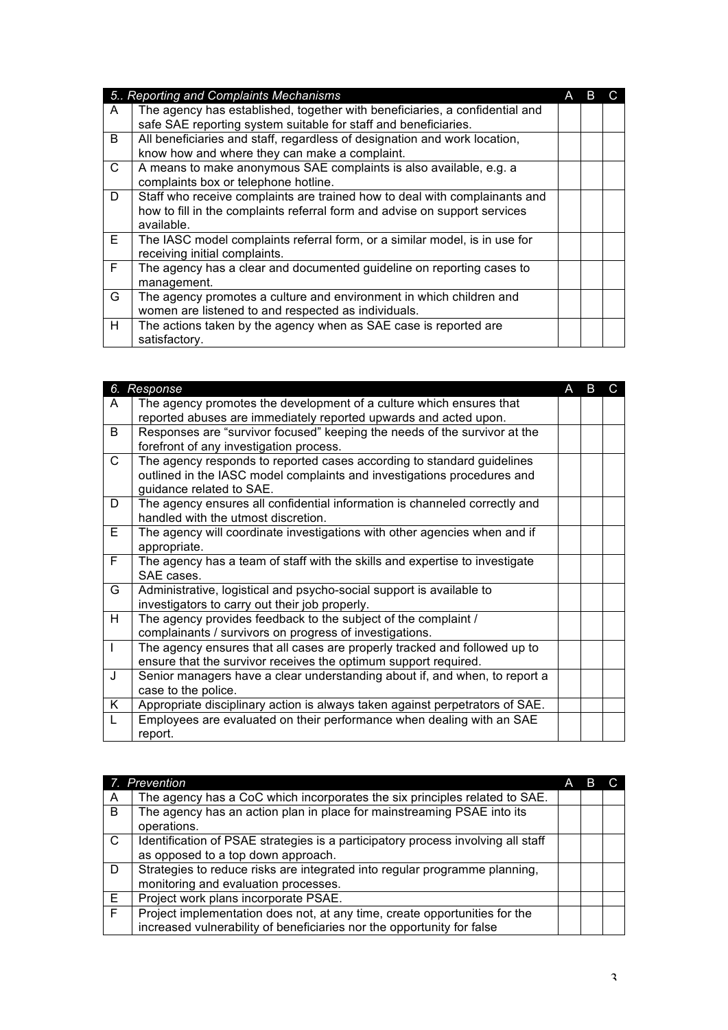| 5.. Reporting and Complaints Mechanisms | | A | B | C |
|---|---|---|---|---|
| A | The agency has established, together with beneficiaries, a confidential and safe SAE reporting system suitable for staff and beneficiaries. | | | |
| B | All beneficiaries and staff, regardless of designation and work location, know how and where they can make a complaint. | | | |
| C | A means to make anonymous SAE complaints is also available, e.g. a complaints box or telephone hotline. | | | |
| D | Staff who receive complaints are trained how to deal with complainants and how to fill in the complaints referral form and advise on support services available. | | | |
| E | The IASC model complaints referral form, or a similar model, is in use for receiving initial complaints. | | | |
| F | The agency has a clear and documented guideline on reporting cases to management. | | | |
| G | The agency promotes a culture and environment in which children and women are listened to and respected as individuals. | | | |
| H | The actions taken by the agency when as SAE case is reported are satisfactory. | | | |

| 6. Response | | A | B | C |
|---|---|---|---|---|
| A | The agency promotes the development of a culture which ensures that reported abuses are immediately reported upwards and acted upon. | | | |
| B | Responses are "survivor focused" keeping the needs of the survivor at the forefront of any investigation process. | | | |
| C | The agency responds to reported cases according to standard guidelines outlined in the IASC model complaints and investigations procedures and guidance related to SAE. | | | |
| D | The agency ensures all confidential information is channeled correctly and handled with the utmost discretion. | | | |
| E | The agency will coordinate investigations with other agencies when and if appropriate. | | | |
| F | The agency has a team of staff with the skills and expertise to investigate SAE cases. | | | |
| G | Administrative, logistical and psycho-social support is available to investigators to carry out their job properly. | | | |
| H | The agency provides feedback to the subject of the complaint / complainants / survivors on progress of investigations. | | | |
| I | The agency ensures that all cases are properly tracked and followed up to ensure that the survivor receives the optimum support required. | | | |
| J | Senior managers have a clear understanding about if, and when, to report a case to the police. | | | |
| K | Appropriate disciplinary action is always taken against perpetrators of SAE. | | | |
| L | Employees are evaluated on their performance when dealing with an SAE report. | | | |

| 7. Prevention | | A | B | C |
|---|---|---|---|---|
| A | The agency has a CoC which incorporates the six principles related to SAE. | | | |
| B | The agency has an action plan in place for mainstreaming PSAE into its operations. | | | |
| C | Identification of PSAE strategies is a participatory process involving all staff as opposed to a top down approach. | | | |
| D | Strategies to reduce risks are integrated into regular programme planning, monitoring and evaluation processes. | | | |
| E | Project work plans incorporate PSAE. | | | |
| F | Project implementation does not, at any time, create opportunities for the increased vulnerability of beneficiaries nor the opportunity for false | | | |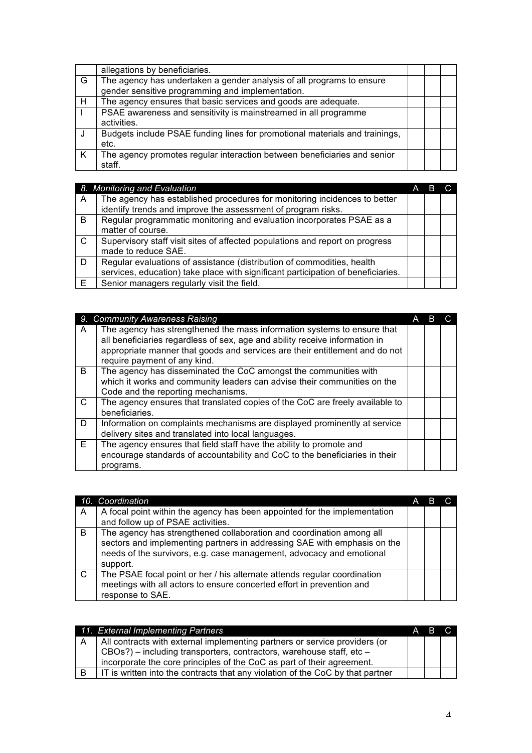| | | A | B | C |
|---|---|---|---|---|
| | allegations by beneficiaries. | | | |
| G | The agency has undertaken a gender analysis of all programs to ensure gender sensitive programming and implementation. | | | |
| H | The agency ensures that basic services and goods are adequate. | | | |
| I | PSAE awareness and sensitivity is mainstreamed in all programme activities. | | | |
| J | Budgets include PSAE funding lines for promotional materials and trainings, etc. | | | |
| K | The agency promotes regular interaction between beneficiaries and senior staff. | | | |

| 8. | *Monitoring and Evaluation* | A | B | C |
|---|---|---|---|---|
| A | The agency has established procedures for monitoring incidences to better identify trends and improve the assessment of program risks. | | | |
| B | Regular programmatic monitoring and evaluation incorporates PSAE as a matter of course. | | | |
| C | Supervisory staff visit sites of affected populations and report on progress made to reduce SAE. | | | |
| D | Regular evaluations of assistance (distribution of commodities, health services, education) take place with significant participation of beneficiaries. | | | |
| E | Senior managers regularly visit the field. | | | |

| 9. | *Community Awareness Raising* | A | B | C |
|---|---|---|---|---|
| A | The agency has strengthened the mass information systems to ensure that all beneficiaries regardless of sex, age and ability receive information in appropriate manner that goods and services are their entitlement and do not require payment of any kind. | | | |
| B | The agency has disseminated the CoC amongst the communities with which it works and community leaders can advise their communities on the Code and the reporting mechanisms. | | | |
| C | The agency ensures that translated copies of the CoC are freely available to beneficiaries. | | | |
| D | Information on complaints mechanisms are displayed prominently at service delivery sites and translated into local languages. | | | |
| E | The agency ensures that field staff have the ability to promote and encourage standards of accountability and CoC to the beneficiaries in their programs. | | | |

| 10. | *Coordination* | A | B | C |
|---|---|---|---|---|
| A | A focal point within the agency has been appointed for the implementation and follow up of PSAE activities. | | | |
| B | The agency has strengthened collaboration and coordination among all sectors and implementing partners in addressing SAE with emphasis on the needs of the survivors, e.g. case management, advocacy and emotional support. | | | |
| C | The PSAE focal point or her / his alternate attends regular coordination meetings with all actors to ensure concerted effort in prevention and response to SAE. | | | |

| 11. | *External Implementing Partners* | A | B | C |
|---|---|---|---|---|
| A | All contracts with external implementing partners or service providers (or CBOs?) – including transporters, contractors, warehouse staff, etc – incorporate the core principles of the CoC as part of their agreement. | | | |
| B | IT is written into the contracts that any violation of the CoC by that partner | | | |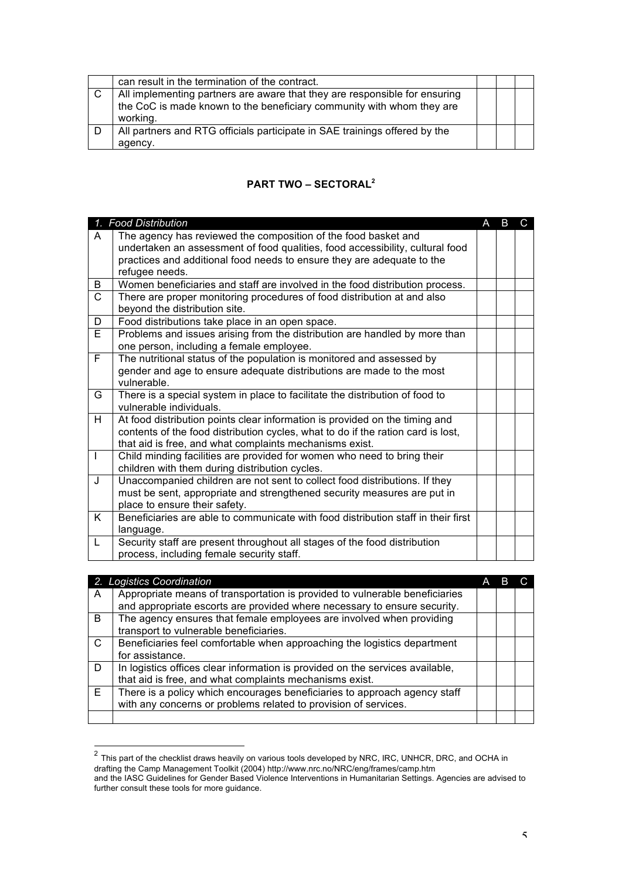| | | | | |
|---|---|---|---|---|
| | can result in the termination of the contract. | | | |
| C | All implementing partners are aware that they are responsible for ensuring the CoC is made known to the beneficiary community with whom they are working. | | | |
| D | All partners and RTG officials participate in SAE trainings offered by the agency. | | | |

## PART TWO – SECTORAL[2]

| *1. Food Distribution* | | A | B | C |
|---|---|---|---|---|
| A | The agency has reviewed the composition of the food basket and undertaken an assessment of food qualities, food accessibility, cultural food practices and additional food needs to ensure they are adequate to the refugee needs. | | | |
| B | Women beneficiaries and staff are involved in the food distribution process. | | | |
| C | There are proper monitoring procedures of food distribution at and also beyond the distribution site. | | | |
| D | Food distributions take place in an open space. | | | |
| E | Problems and issues arising from the distribution are handled by more than one person, including a female employee. | | | |
| F | The nutritional status of the population is monitored and assessed by gender and age to ensure adequate distributions are made to the most vulnerable. | | | |
| G | There is a special system in place to facilitate the distribution of food to vulnerable individuals. | | | |
| H | At food distribution points clear information is provided on the timing and contents of the food distribution cycles, what to do if the ration card is lost, that aid is free, and what complaints mechanisms exist. | | | |
| I | Child minding facilities are provided for women who need to bring their children with them during distribution cycles. | | | |
| J | Unaccompanied children are not sent to collect food distributions. If they must be sent, appropriate and strengthened security measures are put in place to ensure their safety. | | | |
| K | Beneficiaries are able to communicate with food distribution staff in their first language. | | | |
| L | Security staff are present throughout all stages of the food distribution process, including female security staff. | | | |

| *2. Logistics Coordination* | | A | B | C |
|---|---|---|---|---|
| A | Appropriate means of transportation is provided to vulnerable beneficiaries and appropriate escorts are provided where necessary to ensure security. | | | |
| B | The agency ensures that female employees are involved when providing transport to vulnerable beneficiaries. | | | |
| C | Beneficiaries feel comfortable when approaching the logistics department for assistance. | | | |
| D | In logistics offices clear information is provided on the services available, that aid is free, and what complaints mechanisms exist. | | | |
| E | There is a policy which encourages beneficiaries to approach agency staff with any concerns or problems related to provision of services. | | | |
| | | | | |

[2] This part of the checklist draws heavily on various tools developed by NRC, IRC, UNHCR, DRC, and OCHA in drafting the Camp Management Toolkit (2004) http://www.nrc.no/NRC/eng/frames/camp.htm and the IASC Guidelines for Gender Based Violence Interventions in Humanitarian Settings. Agencies are advised to further consult these tools for more guidance.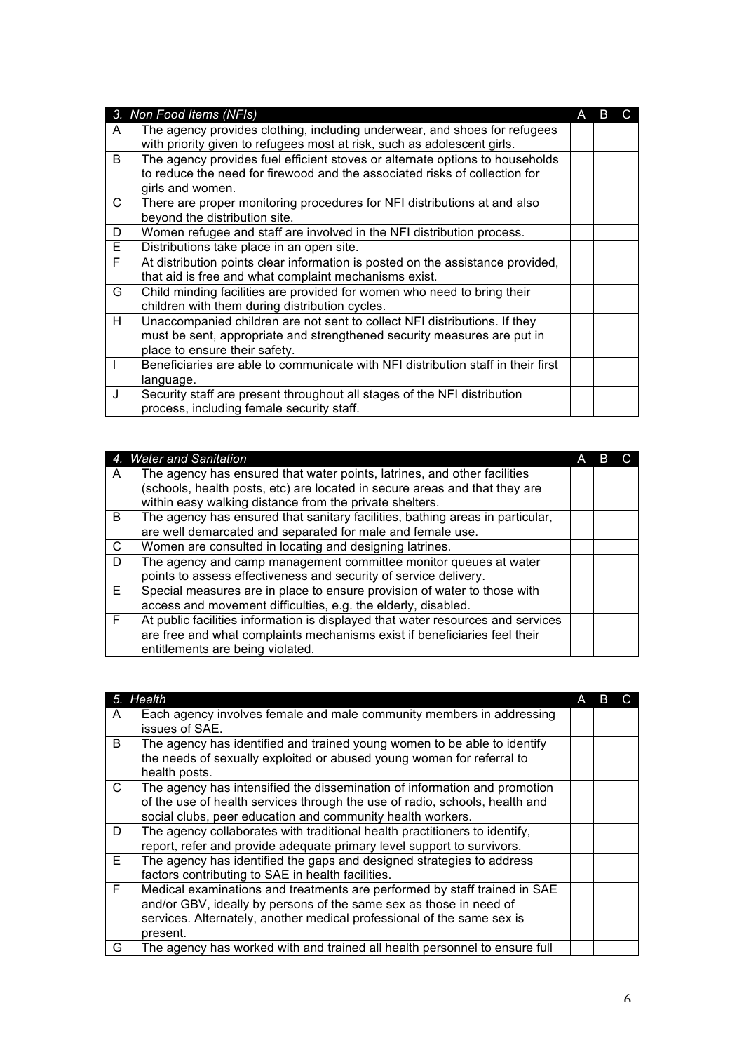| 3. Non Food Items (NFIs) | | A | B | C |
|---|---|---|---|---|
| A | The agency provides clothing, including underwear, and shoes for refugees with priority given to refugees most at risk, such as adolescent girls. | | | |
| B | The agency provides fuel efficient stoves or alternate options to households to reduce the need for firewood and the associated risks of collection for girls and women. | | | |
| C | There are proper monitoring procedures for NFI distributions at and also beyond the distribution site. | | | |
| D | Women refugee and staff are involved in the NFI distribution process. | | | |
| E | Distributions take place in an open site. | | | |
| F | At distribution points clear information is posted on the assistance provided, that aid is free and what complaint mechanisms exist. | | | |
| G | Child minding facilities are provided for women who need to bring their children with them during distribution cycles. | | | |
| H | Unaccompanied children are not sent to collect NFI distributions. If they must be sent, appropriate and strengthened security measures are put in place to ensure their safety. | | | |
| I | Beneficiaries are able to communicate with NFI distribution staff in their first language. | | | |
| J | Security staff are present throughout all stages of the NFI distribution process, including female security staff. | | | |

| 4. Water and Sanitation | | A | B | C |
|---|---|---|---|---|
| A | The agency has ensured that water points, latrines, and other facilities (schools, health posts, etc) are located in secure areas and that they are within easy walking distance from the private shelters. | | | |
| B | The agency has ensured that sanitary facilities, bathing areas in particular, are well demarcated and separated for male and female use. | | | |
| C | Women are consulted in locating and designing latrines. | | | |
| D | The agency and camp management committee monitor queues at water points to assess effectiveness and security of service delivery. | | | |
| E | Special measures are in place to ensure provision of water to those with access and movement difficulties, e.g. the elderly, disabled. | | | |
| F | At public facilities information is displayed that water resources and services are free and what complaints mechanisms exist if beneficiaries feel their entitlements are being violated. | | | |

| 5. Health | | A | B | C |
|---|---|---|---|---|
| A | Each agency involves female and male community members in addressing issues of SAE. | | | |
| B | The agency has identified and trained young women to be able to identify the needs of sexually exploited or abused young women for referral to health posts. | | | |
| C | The agency has intensified the dissemination of information and promotion of the use of health services through the use of radio, schools, health and social clubs, peer education and community health workers. | | | |
| D | The agency collaborates with traditional health practitioners to identify, report, refer and provide adequate primary level support to survivors. | | | |
| E | The agency has identified the gaps and designed strategies to address factors contributing to SAE in health facilities. | | | |
| F | Medical examinations and treatments are performed by staff trained in SAE and/or GBV, ideally by persons of the same sex as those in need of services. Alternately, another medical professional of the same sex is present. | | | |
| G | The agency has worked with and trained all health personnel to ensure full | | | |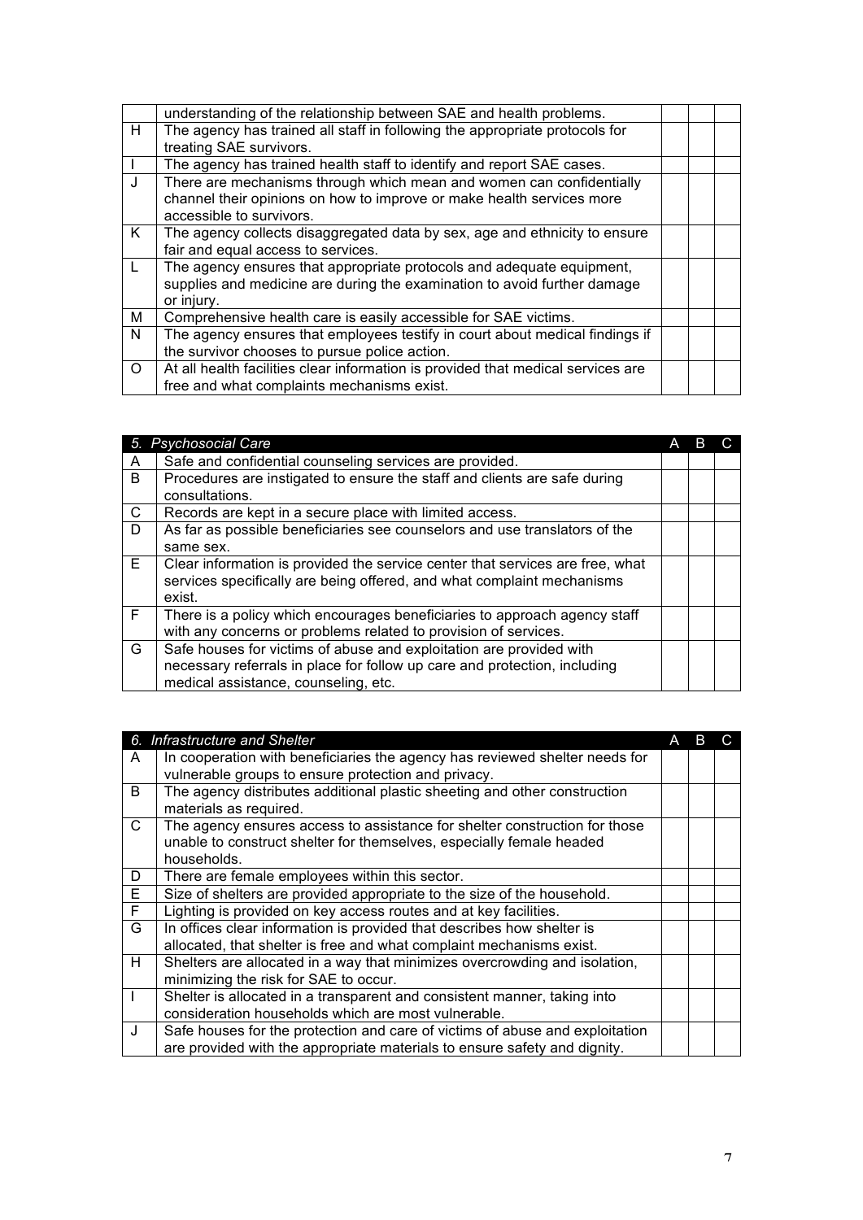|   |   | A | B | C |
|---|---|---|---|---|
|   | understanding of the relationship between SAE and health problems. |   |   |   |
| H | The agency has trained all staff in following the appropriate protocols for treating SAE survivors. |   |   |   |
| I | The agency has trained health staff to identify and report SAE cases. |   |   |   |
| J | There are mechanisms through which mean and women can confidentially channel their opinions on how to improve or make health services more accessible to survivors. |   |   |   |
| K | The agency collects disaggregated data by sex, age and ethnicity to ensure fair and equal access to services. |   |   |   |
| L | The agency ensures that appropriate protocols and adequate equipment, supplies and medicine are during the examination to avoid further damage or injury. |   |   |   |
| M | Comprehensive health care is easily accessible for SAE victims. |   |   |   |
| N | The agency ensures that employees testify in court about medical findings if the survivor chooses to pursue police action. |   |   |   |
| O | At all health facilities clear information is provided that medical services are free and what complaints mechanisms exist. |   |   |   |

| 5. | *Psychosocial Care* | A | B | C |
|---|---|---|---|---|
| A | Safe and confidential counseling services are provided. |   |   |   |
| B | Procedures are instigated to ensure the staff and clients are safe during consultations. |   |   |   |
| C | Records are kept in a secure place with limited access. |   |   |   |
| D | As far as possible beneficiaries see counselors and use translators of the same sex. |   |   |   |
| E | Clear information is provided the service center that services are free, what services specifically are being offered, and what complaint mechanisms exist. |   |   |   |
| F | There is a policy which encourages beneficiaries to approach agency staff with any concerns or problems related to provision of services. |   |   |   |
| G | Safe houses for victims of abuse and exploitation are provided with necessary referrals in place for follow up care and protection, including medical assistance, counseling, etc. |   |   |   |

| 6. | *Infrastructure and Shelter* | A | B | C |
|---|---|---|---|---|
| A | In cooperation with beneficiaries the agency has reviewed shelter needs for vulnerable groups to ensure protection and privacy. |   |   |   |
| B | The agency distributes additional plastic sheeting and other construction materials as required. |   |   |   |
| C | The agency ensures access to assistance for shelter construction for those unable to construct shelter for themselves, especially female headed households. |   |   |   |
| D | There are female employees within this sector. |   |   |   |
| E | Size of shelters are provided appropriate to the size of the household. |   |   |   |
| F | Lighting is provided on key access routes and at key facilities. |   |   |   |
| G | In offices clear information is provided that describes how shelter is allocated, that shelter is free and what complaint mechanisms exist. |   |   |   |
| H | Shelters are allocated in a way that minimizes overcrowding and isolation, minimizing the risk for SAE to occur. |   |   |   |
| I | Shelter is allocated in a transparent and consistent manner, taking into consideration households which are most vulnerable. |   |   |   |
| J | Safe houses for the protection and care of victims of abuse and exploitation are provided with the appropriate materials to ensure safety and dignity. |   |   |   |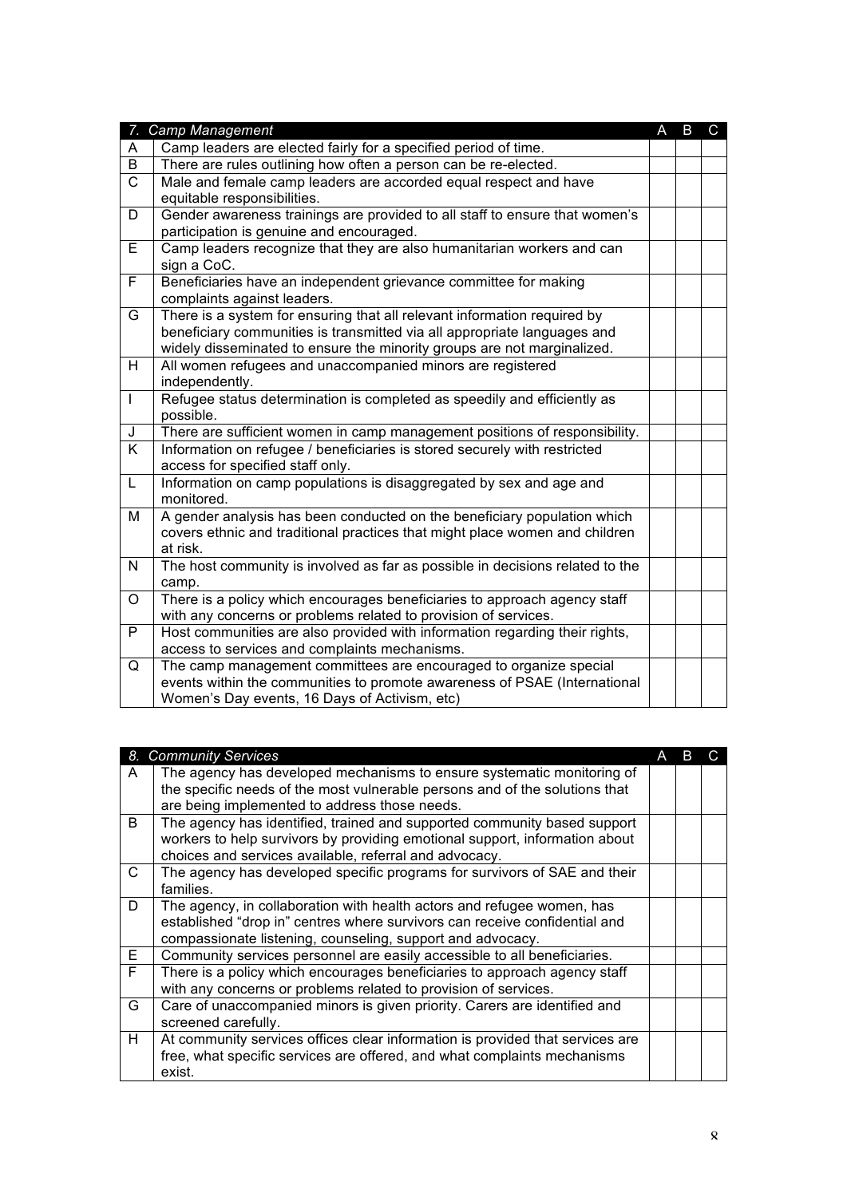| 7. *Camp Management* | | A | B | C |
|---|---|---|---|---|
| A | Camp leaders are elected fairly for a specified period of time. | | | |
| B | There are rules outlining how often a person can be re-elected. | | | |
| C | Male and female camp leaders are accorded equal respect and have equitable responsibilities. | | | |
| D | Gender awareness trainings are provided to all staff to ensure that women's participation is genuine and encouraged. | | | |
| E | Camp leaders recognize that they are also humanitarian workers and can sign a CoC. | | | |
| F | Beneficiaries have an independent grievance committee for making complaints against leaders. | | | |
| G | There is a system for ensuring that all relevant information required by beneficiary communities is transmitted via all appropriate languages and widely disseminated to ensure the minority groups are not marginalized. | | | |
| H | All women refugees and unaccompanied minors are registered independently. | | | |
| I | Refugee status determination is completed as speedily and efficiently as possible. | | | |
| J | There are sufficient women in camp management positions of responsibility. | | | |
| K | Information on refugee / beneficiaries is stored securely with restricted access for specified staff only. | | | |
| L | Information on camp populations is disaggregated by sex and age and monitored. | | | |
| M | A gender analysis has been conducted on the beneficiary population which covers ethnic and traditional practices that might place women and children at risk. | | | |
| N | The host community is involved as far as possible in decisions related to the camp. | | | |
| O | There is a policy which encourages beneficiaries to approach agency staff with any concerns or problems related to provision of services. | | | |
| P | Host communities are also provided with information regarding their rights, access to services and complaints mechanisms. | | | |
| Q | The camp management committees are encouraged to organize special events within the communities to promote awareness of PSAE (International Women's Day events, 16 Days of Activism, etc) | | | |

| 8. *Community Services* | | A | B | C |
|---|---|---|---|---|
| A | The agency has developed mechanisms to ensure systematic monitoring of the specific needs of the most vulnerable persons and of the solutions that are being implemented to address those needs. | | | |
| B | The agency has identified, trained and supported community based support workers to help survivors by providing emotional support, information about choices and services available, referral and advocacy. | | | |
| C | The agency has developed specific programs for survivors of SAE and their families. | | | |
| D | The agency, in collaboration with health actors and refugee women, has established "drop in" centres where survivors can receive confidential and compassionate listening, counseling, support and advocacy. | | | |
| E | Community services personnel are easily accessible to all beneficiaries. | | | |
| F | There is a policy which encourages beneficiaries to approach agency staff with any concerns or problems related to provision of services. | | | |
| G | Care of unaccompanied minors is given priority. Carers are identified and screened carefully. | | | |
| H | At community services offices clear information is provided that services are free, what specific services are offered, and what complaints mechanisms exist. | | | |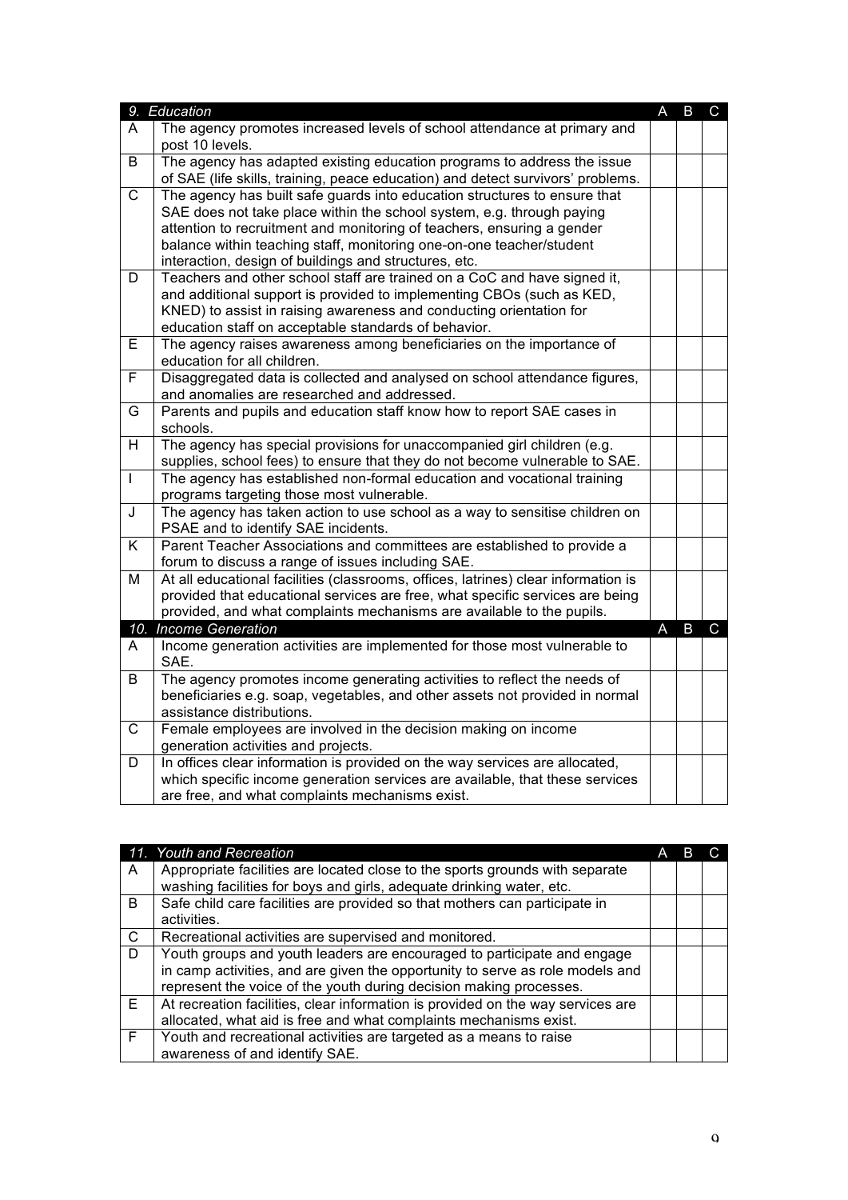| 9. Education | | A | B | C |
|---|---|---|---|---|
| A | The agency promotes increased levels of school attendance at primary and post 10 levels. | | | |
| B | The agency has adapted existing education programs to address the issue of SAE (life skills, training, peace education) and detect survivors' problems. | | | |
| C | The agency has built safe guards into education structures to ensure that SAE does not take place within the school system, e.g. through paying attention to recruitment and monitoring of teachers, ensuring a gender balance within teaching staff, monitoring one-on-one teacher/student interaction, design of buildings and structures, etc. | | | |
| D | Teachers and other school staff are trained on a CoC and have signed it, and additional support is provided to implementing CBOs (such as KED, KNED) to assist in raising awareness and conducting orientation for education staff on acceptable standards of behavior. | | | |
| E | The agency raises awareness among beneficiaries on the importance of education for all children. | | | |
| F | Disaggregated data is collected and analysed on school attendance figures, and anomalies are researched and addressed. | | | |
| G | Parents and pupils and education staff know how to report SAE cases in schools. | | | |
| H | The agency has special provisions for unaccompanied girl children (e.g. supplies, school fees) to ensure that they do not become vulnerable to SAE. | | | |
| I | The agency has established non-formal education and vocational training programs targeting those most vulnerable. | | | |
| J | The agency has taken action to use school as a way to sensitise children on PSAE and to identify SAE incidents. | | | |
| K | Parent Teacher Associations and committees are established to provide a forum to discuss a range of issues including SAE. | | | |
| M | At all educational facilities (classrooms, offices, latrines) clear information is provided that educational services are free, what specific services are being provided, and what complaints mechanisms are available to the pupils. | | | |

| 10. Income Generation | | A | B | C |
|---|---|---|---|---|
| A | Income generation activities are implemented for those most vulnerable to SAE. | | | |
| B | The agency promotes income generating activities to reflect the needs of beneficiaries e.g. soap, vegetables, and other assets not provided in normal assistance distributions. | | | |
| C | Female employees are involved in the decision making on income generation activities and projects. | | | |
| D | In offices clear information is provided on the way services are allocated, which specific income generation services are available, that these services are free, and what complaints mechanisms exist. | | | |

| 11. Youth and Recreation | | A | B | C |
|---|---|---|---|---|
| A | Appropriate facilities are located close to the sports grounds with separate washing facilities for boys and girls, adequate drinking water, etc. | | | |
| B | Safe child care facilities are provided so that mothers can participate in activities. | | | |
| C | Recreational activities are supervised and monitored. | | | |
| D | Youth groups and youth leaders are encouraged to participate and engage in camp activities, and are given the opportunity to serve as role models and represent the voice of the youth during decision making processes. | | | |
| E | At recreation facilities, clear information is provided on the way services are allocated, what aid is free and what complaints mechanisms exist. | | | |
| F | Youth and recreational activities are targeted as a means to raise awareness of and identify SAE. | | | |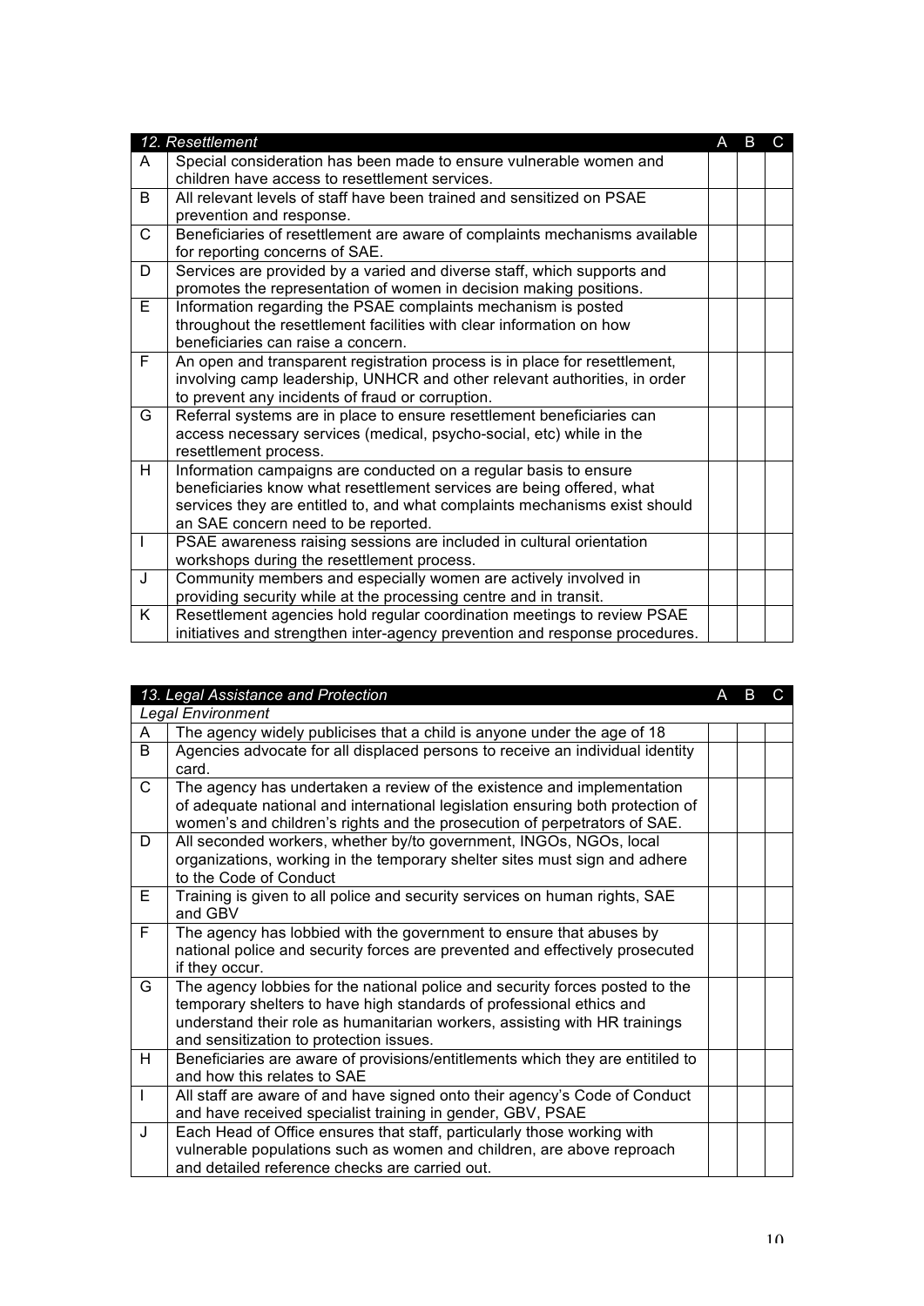| | 12. Resettlement | A | B | C |
|---|---|---|---|---|
| A | Special consideration has been made to ensure vulnerable women and children have access to resettlement services. | | | |
| B | All relevant levels of staff have been trained and sensitized on PSAE prevention and response. | | | |
| C | Beneficiaries of resettlement are aware of complaints mechanisms available for reporting concerns of SAE. | | | |
| D | Services are provided by a varied and diverse staff, which supports and promotes the representation of women in decision making positions. | | | |
| E | Information regarding the PSAE complaints mechanism is posted throughout the resettlement facilities with clear information on how beneficiaries can raise a concern. | | | |
| F | An open and transparent registration process is in place for resettlement, involving camp leadership, UNHCR and other relevant authorities, in order to prevent any incidents of fraud or corruption. | | | |
| G | Referral systems are in place to ensure resettlement beneficiaries can access necessary services (medical, psycho-social, etc) while in the resettlement process. | | | |
| H | Information campaigns are conducted on a regular basis to ensure beneficiaries know what resettlement services are being offered, what services they are entitled to, and what complaints mechanisms exist should an SAE concern need to be reported. | | | |
| I | PSAE awareness raising sessions are included in cultural orientation workshops during the resettlement process. | | | |
| J | Community members and especially women are actively involved in providing security while at the processing centre and in transit. | | | |
| K | Resettlement agencies hold regular coordination meetings to review PSAE initiatives and strengthen inter-agency prevention and response procedures. | | | |

| | 13. Legal Assistance and Protection | A | B | C |
|---|---|---|---|---|
| | *Legal Environment* | | | |
| A | The agency widely publicises that a child is anyone under the age of 18 | | | |
| B | Agencies advocate for all displaced persons to receive an individual identity card. | | | |
| C | The agency has undertaken a review of the existence and implementation of adequate national and international legislation ensuring both protection of women's and children's rights and the prosecution of perpetrators of SAE. | | | |
| D | All seconded workers, whether by/to government, INGOs, NGOs, local organizations, working in the temporary shelter sites must sign and adhere to the Code of Conduct | | | |
| E | Training is given to all police and security services on human rights, SAE and GBV | | | |
| F | The agency has lobbied with the government to ensure that abuses by national police and security forces are prevented and effectively prosecuted if they occur. | | | |
| G | The agency lobbies for the national police and security forces posted to the temporary shelters to have high standards of professional ethics and understand their role as humanitarian workers, assisting with HR trainings and sensitization to protection issues. | | | |
| H | Beneficiaries are aware of provisions/entitlements which they are entitiled to and how this relates to SAE | | | |
| I | All staff are aware of and have signed onto their agency's Code of Conduct and have received specialist training in gender, GBV, PSAE | | | |
| J | Each Head of Office ensures that staff, particularly those working with vulnerable populations such as women and children, are above reproach and detailed reference checks are carried out. | | | |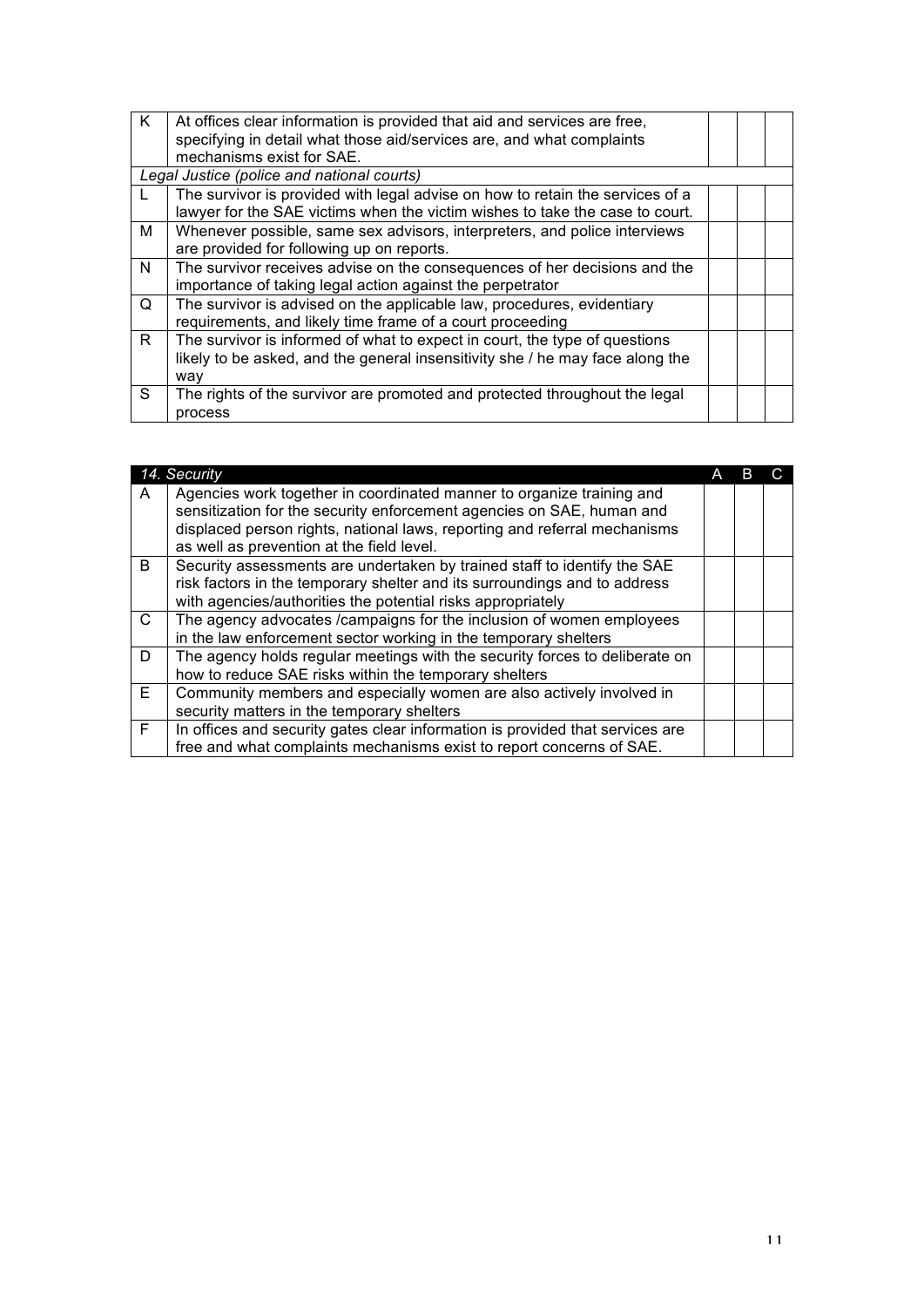| | | | | |
|---|---|---|---|---|
| K | At offices clear information is provided that aid and services are free, specifying in detail what those aid/services are, and what complaints mechanisms exist for SAE. | | | |
| *Legal Justice (police and national courts)* | | | | |
| L | The survivor is provided with legal advise on how to retain the services of a lawyer for the SAE victims when the victim wishes to take the case to court. | | | |
| M | Whenever possible, same sex advisors, interpreters, and police interviews are provided for following up on reports. | | | |
| N | The survivor receives advise on the consequences of her decisions and the importance of taking legal action against the perpetrator | | | |
| Q | The survivor is advised on the applicable law, procedures, evidentiary requirements, and likely time frame of a court proceeding | | | |
| R | The survivor is informed of what to expect in court, the type of questions likely to be asked, and the general insensitivity she / he may face along the way | | | |
| S | The rights of the survivor are promoted and protected throughout the legal process | | | |

| *14. Security* | | A | B | C |
|---|---|---|---|---|
| A | Agencies work together in coordinated manner to organize training and sensitization for the security enforcement agencies on SAE, human and displaced person rights, national laws, reporting and referral mechanisms as well as prevention at the field level. | | | |
| B | Security assessments are undertaken by trained staff to identify the SAE risk factors in the temporary shelter and its surroundings and to address with agencies/authorities the potential risks appropriately | | | |
| C | The agency advocates /campaigns for the inclusion of women employees in the law enforcement sector working in the temporary shelters | | | |
| D | The agency holds regular meetings with the security forces to deliberate on how to reduce SAE risks within the temporary shelters | | | |
| E | Community members and especially women are also actively involved in security matters in the temporary shelters | | | |
| F | In offices and security gates clear information is provided that services are free and what complaints mechanisms exist to report concerns of SAE. | | | |